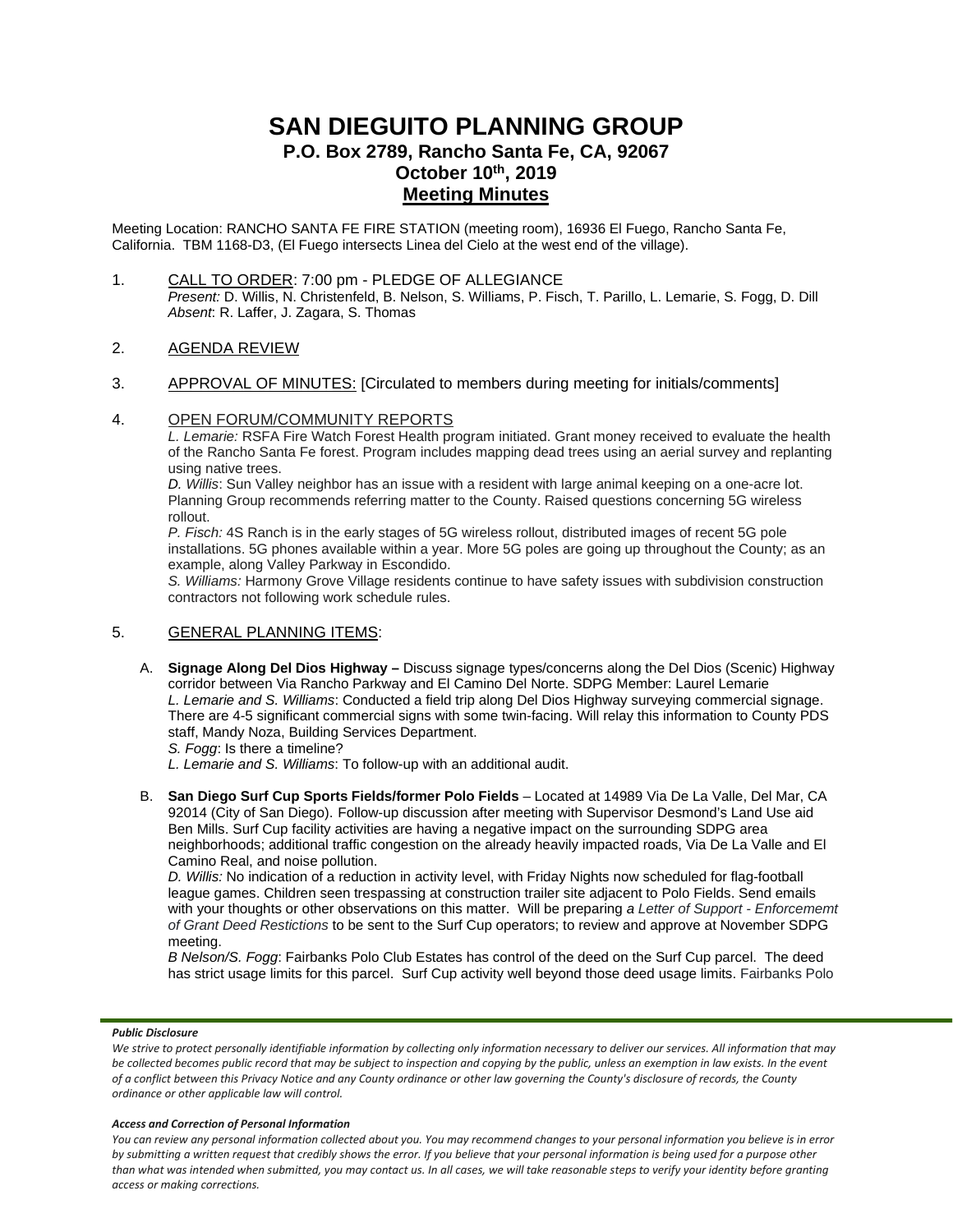# SAN DIEGUITO PLANNING GROUP

## P.O. Box 2789, Rancho Santa Fe, CA, 92067

## October 10th, 2019

## Meeting Minutes

Meeting Location: RANCHO SANTA FE FIRE STATION (meeting room), 16936 El Fuego, Rancho Santa Fe, California. TBM 1168-D3, (El Fuego intersects Linea del Cielo at the west end of the village).

1. CALL TO ORDER: 7:00 pm - PLEDGE OF ALLEGIANCE
   *Present:* D. Willis, N. Christenfeld, B. Nelson, S. Williams, P. Fisch, T. Parillo, L. Lemarie, S. Fogg, D. Dill
   *Absent*: R. Laffer, J. Zagara, S. Thomas

2. AGENDA REVIEW

3. APPROVAL OF MINUTES: [Circulated to members during meeting for initials/comments]

4. OPEN FORUM/COMMUNITY REPORTS
   *L. Lemarie:* RSFA Fire Watch Forest Health program initiated. Grant money received to evaluate the health of the Rancho Santa Fe forest. Program includes mapping dead trees using an aerial survey and replanting using native trees.
   *D. Willis*: Sun Valley neighbor has an issue with a resident with large animal keeping on a one-acre lot. Planning Group recommends referring matter to the County. Raised questions concerning 5G wireless rollout.
   *P. Fisch:* 4S Ranch is in the early stages of 5G wireless rollout, distributed images of recent 5G pole installations. 5G phones available within a year. More 5G poles are going up throughout the County; as an example, along Valley Parkway in Escondido.
   *S. Williams:* Harmony Grove Village residents continue to have safety issues with subdivision construction contractors not following work schedule rules.

5. GENERAL PLANNING ITEMS:

   A. **Signage Along Del Dios Highway –** Discuss signage types/concerns along the Del Dios (Scenic) Highway corridor between Via Rancho Parkway and El Camino Del Norte. SDPG Member: Laurel Lemarie
   *L. Lemarie and S. Williams*: Conducted a field trip along Del Dios Highway surveying commercial signage. There are 4-5 significant commercial signs with some twin-facing. Will relay this information to County PDS staff, Mandy Noza, Building Services Department.
   *S. Fogg*: Is there a timeline?
   *L. Lemarie and S. Williams*: To follow-up with an additional audit.

   B. **San Diego Surf Cup Sports Fields/former Polo Fields** – Located at 14989 Via De La Valle, Del Mar, CA 92014 (City of San Diego). Follow-up discussion after meeting with Supervisor Desmond's Land Use aid Ben Mills. Surf Cup facility activities are having a negative impact on the surrounding SDPG area neighborhoods; additional traffic congestion on the already heavily impacted roads, Via De La Valle and El Camino Real, and noise pollution.
   *D. Willis:* No indication of a reduction in activity level, with Friday Nights now scheduled for flag-football league games. Children seen trespassing at construction trailer site adjacent to Polo Fields. Send emails with your thoughts or other observations on this matter. Will be preparing *a Letter of Support - Enforcememt of Grant Deed Restictions* to be sent to the Surf Cup operators; to review and approve at November SDPG meeting.
   *B Nelson/S. Fogg*: Fairbanks Polo Club Estates has control of the deed on the Surf Cup parcel. The deed has strict usage limits for this parcel. Surf Cup activity well beyond those deed usage limits. Fairbanks Polo

***Public Disclosure***

*We strive to protect personally identifiable information by collecting only information necessary to deliver our services. All information that may be collected becomes public record that may be subject to inspection and copying by the public, unless an exemption in law exists. In the event of a conflict between this Privacy Notice and any County ordinance or other law governing the County's disclosure of records, the County ordinance or other applicable law will control.*

***Access and Correction of Personal Information***

*You can review any personal information collected about you. You may recommend changes to your personal information you believe is in error by submitting a written request that credibly shows the error. If you believe that your personal information is being used for a purpose other than what was intended when submitted, you may contact us. In all cases, we will take reasonable steps to verify your identity before granting access or making corrections.*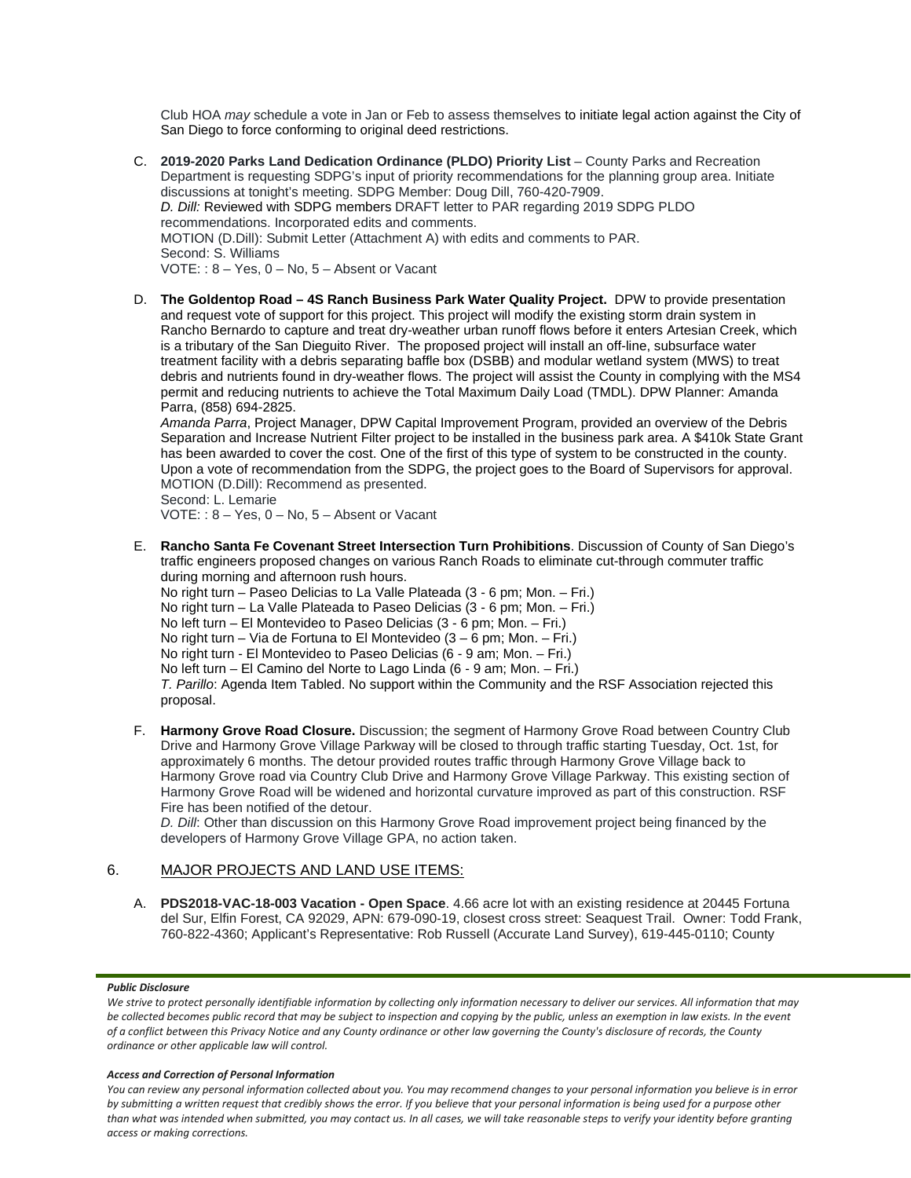Club HOA *may* schedule a vote in Jan or Feb to assess themselves to initiate legal action against the City of San Diego to force conforming to original deed restrictions.

C. **2019-2020 Parks Land Dedication Ordinance (PLDO) Priority List** – County Parks and Recreation Department is requesting SDPG's input of priority recommendations for the planning group area. Initiate discussions at tonight's meeting. SDPG Member: Doug Dill, 760-420-7909.
   *D. Dill:* Reviewed with SDPG members DRAFT letter to PAR regarding 2019 SDPG PLDO recommendations. Incorporated edits and comments.
   MOTION (D.Dill): Submit Letter (Attachment A) with edits and comments to PAR.
   Second: S. Williams
   VOTE: : 8 – Yes, 0 – No, 5 – Absent or Vacant

D. **The Goldentop Road – 4S Ranch Business Park Water Quality Project.** DPW to provide presentation and request vote of support for this project. This project will modify the existing storm drain system in Rancho Bernardo to capture and treat dry-weather urban runoff flows before it enters Artesian Creek, which is a tributary of the San Dieguito River. The proposed project will install an off-line, subsurface water treatment facility with a debris separating baffle box (DSBB) and modular wetland system (MWS) to treat debris and nutrients found in dry-weather flows. The project will assist the County in complying with the MS4 permit and reducing nutrients to achieve the Total Maximum Daily Load (TMDL). DPW Planner: Amanda Parra, (858) 694-2825.
   *Amanda Parra*, Project Manager, DPW Capital Improvement Program, provided an overview of the Debris Separation and Increase Nutrient Filter project to be installed in the business park area. A $410k State Grant has been awarded to cover the cost. One of the first of this type of system to be constructed in the county. Upon a vote of recommendation from the SDPG, the project goes to the Board of Supervisors for approval.
   MOTION (D.Dill): Recommend as presented.
   Second: L. Lemarie
   VOTE: : 8 – Yes, 0 – No, 5 – Absent or Vacant

E. **Rancho Santa Fe Covenant Street Intersection Turn Prohibitions**. Discussion of County of San Diego's traffic engineers proposed changes on various Ranch Roads to eliminate cut-through commuter traffic during morning and afternoon rush hours.
   No right turn – Paseo Delicias to La Valle Plateada (3 - 6 pm; Mon. – Fri.)
   No right turn – La Valle Plateada to Paseo Delicias (3 - 6 pm; Mon. – Fri.)
   No left turn – El Montevideo to Paseo Delicias (3 - 6 pm; Mon. – Fri.)
   No right turn – Via de Fortuna to El Montevideo (3 – 6 pm; Mon. – Fri.)
   No right turn - El Montevideo to Paseo Delicias (6 - 9 am; Mon. – Fri.)
   No left turn – El Camino del Norte to Lago Linda (6 - 9 am; Mon. – Fri.)
   *T. Parillo*: Agenda Item Tabled. No support within the Community and the RSF Association rejected this proposal.

F. **Harmony Grove Road Closure.** Discussion; the segment of Harmony Grove Road between Country Club Drive and Harmony Grove Village Parkway will be closed to through traffic starting Tuesday, Oct. 1st, for approximately 6 months. The detour provided routes traffic through Harmony Grove Village back to Harmony Grove road via Country Club Drive and Harmony Grove Village Parkway. This existing section of Harmony Grove Road will be widened and horizontal curvature improved as part of this construction. RSF Fire has been notified of the detour.
   *D. Dill*: Other than discussion on this Harmony Grove Road improvement project being financed by the developers of Harmony Grove Village GPA, no action taken.

## 6. MAJOR PROJECTS AND LAND USE ITEMS:

A. **PDS2018-VAC-18-003 Vacation - Open Space**. 4.66 acre lot with an existing residence at 20445 Fortuna del Sur, Elfin Forest, CA 92029, APN: 679-090-19, closest cross street: Seaquest Trail. Owner: Todd Frank, 760-822-4360; Applicant's Representative: Rob Russell (Accurate Land Survey), 619-445-0110; County

***Public Disclosure***

*We strive to protect personally identifiable information by collecting only information necessary to deliver our services. All information that may be collected becomes public record that may be subject to inspection and copying by the public, unless an exemption in law exists. In the event of a conflict between this Privacy Notice and any County ordinance or other law governing the County's disclosure of records, the County ordinance or other applicable law will control.*

***Access and Correction of Personal Information***

*You can review any personal information collected about you. You may recommend changes to your personal information you believe is in error by submitting a written request that credibly shows the error. If you believe that your personal information is being used for a purpose other than what was intended when submitted, you may contact us. In all cases, we will take reasonable steps to verify your identity before granting access or making corrections.*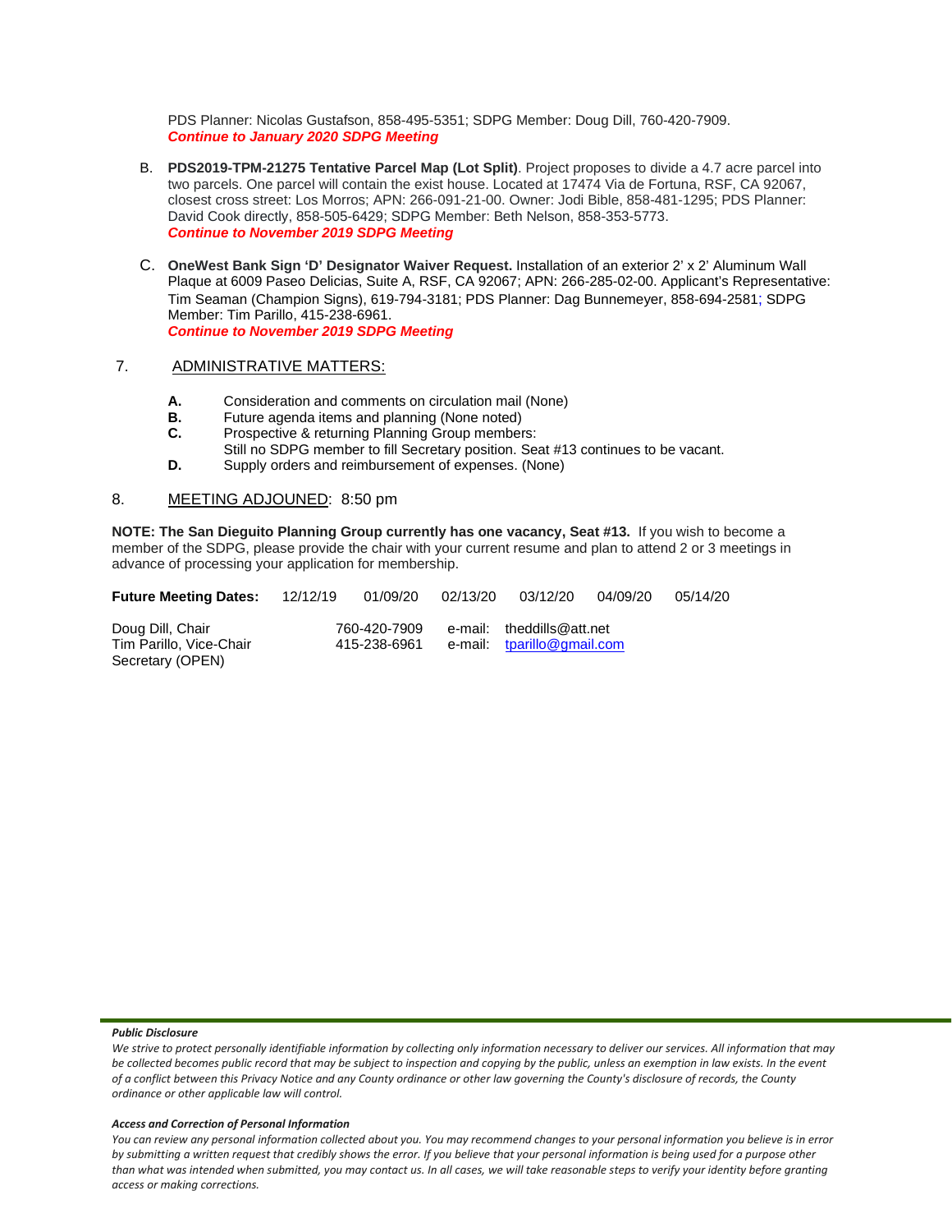PDS Planner: Nicolas Gustafson, 858-495-5351; SDPG Member: Doug Dill, 760-420-7909.
***Continue to January 2020 SDPG Meeting***

B. **PDS2019-TPM-21275 Tentative Parcel Map (Lot Split)**. Project proposes to divide a 4.7 acre parcel into two parcels. One parcel will contain the exist house. Located at 17474 Via de Fortuna, RSF, CA 92067, closest cross street: Los Morros; APN: 266-091-21-00. Owner: Jodi Bible, 858-481-1295; PDS Planner: David Cook directly, 858-505-6429; SDPG Member: Beth Nelson, 858-353-5773.
***Continue to November 2019 SDPG Meeting***

C. **OneWest Bank Sign 'D' Designator Waiver Request.** Installation of an exterior 2' x 2' Aluminum Wall Plaque at 6009 Paseo Delicias, Suite A, RSF, CA 92067; APN: 266-285-02-00. Applicant's Representative: Tim Seaman (Champion Signs), 619-794-3181; PDS Planner: Dag Bunnemeyer, 858-694-2581; SDPG Member: Tim Parillo, 415-238-6961.
***Continue to November 2019 SDPG Meeting***

7. ADMINISTRATIVE MATTERS:

**A.** Consideration and comments on circulation mail (None)
**B.** Future agenda items and planning (None noted)
**C.** Prospective & returning Planning Group members:
Still no SDPG member to fill Secretary position. Seat #13 continues to be vacant.
**D.** Supply orders and reimbursement of expenses. (None)

8. MEETING ADJOUNED: 8:50 pm

**NOTE: The San Dieguito Planning Group currently has one vacancy, Seat #13.** If you wish to become a member of the SDPG, please provide the chair with your current resume and plan to attend 2 or 3 meetings in advance of processing your application for membership.

**Future Meeting Dates:** 12/12/19 01/09/20 02/13/20 03/12/20 04/09/20 05/14/20

Doug Dill, Chair 760-420-7909 e-mail: theddills@att.net
Tim Parillo, Vice-Chair 415-238-6961 e-mail: tparillo@gmail.com
Secretary (OPEN)

***Public Disclosure***

*We strive to protect personally identifiable information by collecting only information necessary to deliver our services. All information that may be collected becomes public record that may be subject to inspection and copying by the public, unless an exemption in law exists. In the event of a conflict between this Privacy Notice and any County ordinance or other law governing the County's disclosure of records, the County ordinance or other applicable law will control.*

***Access and Correction of Personal Information***

*You can review any personal information collected about you. You may recommend changes to your personal information you believe is in error by submitting a written request that credibly shows the error. If you believe that your personal information is being used for a purpose other than what was intended when submitted, you may contact us. In all cases, we will take reasonable steps to verify your identity before granting access or making corrections.*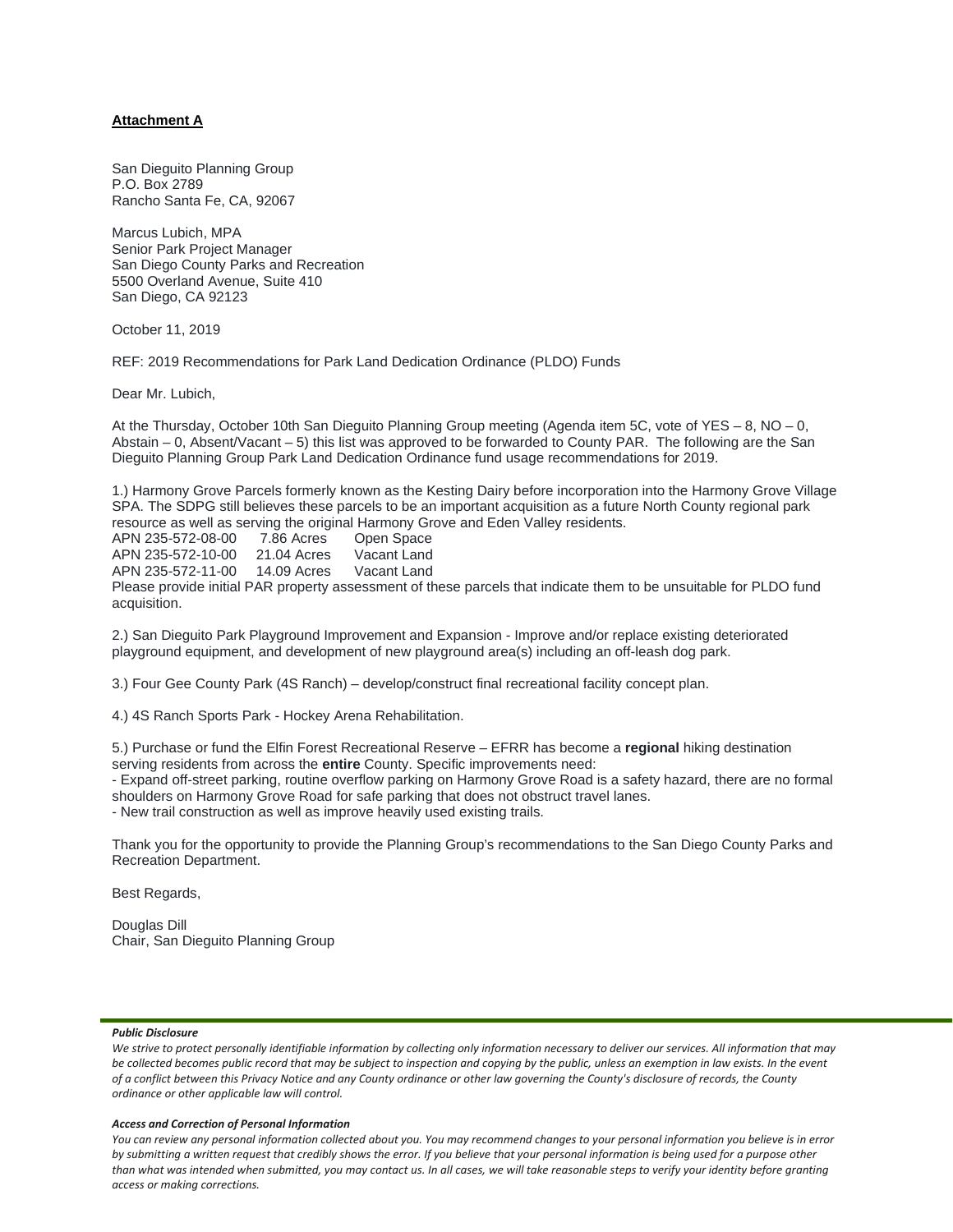**Attachment A**

San Dieguito Planning Group
P.O. Box 2789
Rancho Santa Fe, CA, 92067

Marcus Lubich, MPA
Senior Park Project Manager
San Diego County Parks and Recreation
5500 Overland Avenue, Suite 410
San Diego, CA 92123

October 11, 2019

REF: 2019 Recommendations for Park Land Dedication Ordinance (PLDO) Funds

Dear Mr. Lubich,

At the Thursday, October 10th San Dieguito Planning Group meeting (Agenda item 5C, vote of YES – 8, NO – 0, Abstain – 0, Absent/Vacant – 5) this list was approved to be forwarded to County PAR. The following are the San Dieguito Planning Group Park Land Dedication Ordinance fund usage recommendations for 2019.

1.) Harmony Grove Parcels formerly known as the Kesting Dairy before incorporation into the Harmony Grove Village SPA. The SDPG still believes these parcels to be an important acquisition as a future North County regional park resource as well as serving the original Harmony Grove and Eden Valley residents.

| | | |
|---|---|---|
| APN 235-572-08-00 | 7.86 Acres | Open Space |
| APN 235-572-10-00 | 21.04 Acres | Vacant Land |
| APN 235-572-11-00 | 14.09 Acres | Vacant Land |

Please provide initial PAR property assessment of these parcels that indicate them to be unsuitable for PLDO fund acquisition.

2.) San Dieguito Park Playground Improvement and Expansion - Improve and/or replace existing deteriorated playground equipment, and development of new playground area(s) including an off-leash dog park.

3.) Four Gee County Park (4S Ranch) – develop/construct final recreational facility concept plan.

4.) 4S Ranch Sports Park - Hockey Arena Rehabilitation.

5.) Purchase or fund the Elfin Forest Recreational Reserve – EFRR has become a **regional** hiking destination serving residents from across the **entire** County. Specific improvements need:
- Expand off-street parking, routine overflow parking on Harmony Grove Road is a safety hazard, there are no formal shoulders on Harmony Grove Road for safe parking that does not obstruct travel lanes.
- New trail construction as well as improve heavily used existing trails.

Thank you for the opportunity to provide the Planning Group's recommendations to the San Diego County Parks and Recreation Department.

Best Regards,

Douglas Dill
Chair, San Dieguito Planning Group

***Public Disclosure***

*We strive to protect personally identifiable information by collecting only information necessary to deliver our services. All information that may be collected becomes public record that may be subject to inspection and copying by the public, unless an exemption in law exists. In the event of a conflict between this Privacy Notice and any County ordinance or other law governing the County's disclosure of records, the County ordinance or other applicable law will control.*

***Access and Correction of Personal Information***

*You can review any personal information collected about you. You may recommend changes to your personal information you believe is in error by submitting a written request that credibly shows the error. If you believe that your personal information is being used for a purpose other than what was intended when submitted, you may contact us. In all cases, we will take reasonable steps to verify your identity before granting access or making corrections.*